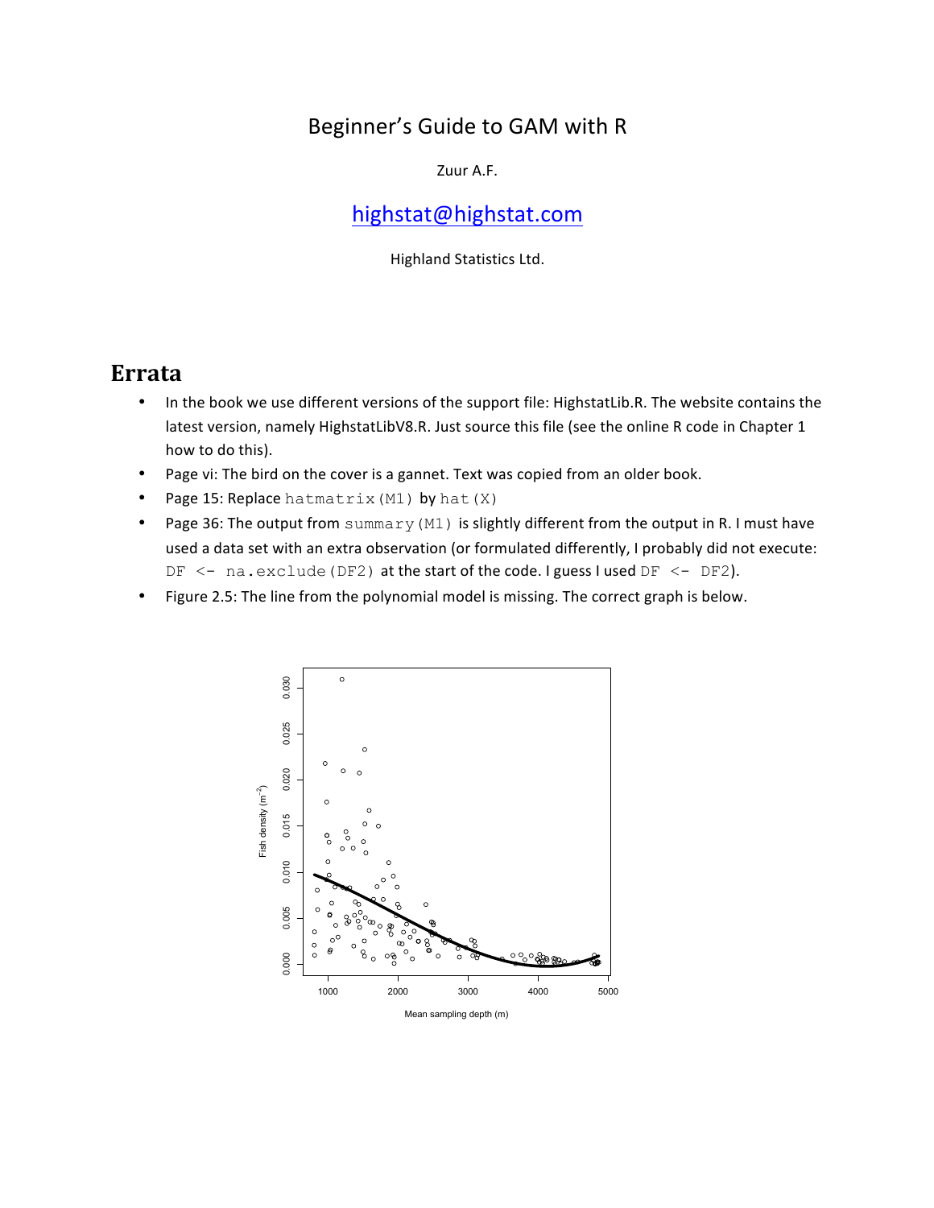# Beginner's Guide to GAM with R

Zuur A.F.

highstat@highstat.com

Highland Statistics Ltd.

## Errata

- In the book we use different versions of the support file: HighstatLib.R. The website contains the latest version, namely HighstatLibV8.R. Just source this file (see the online R code in Chapter 1 how to do this).
- Page vi: The bird on the cover is a gannet. Text was copied from an older book.
- Page 15: Replace `hatmatrix(M1)` by `hat(X)`
- Page 36: The output from `summary(M1)` is slightly different from the output in R. I must have used a data set with an extra observation (or formulated differently, I probably did not execute: `DF <- na.exclude(DF2)` at the start of the code. I guess I used `DF <- DF2`).
- Figure 2.5: The line from the polynomial model is missing. The correct graph is below.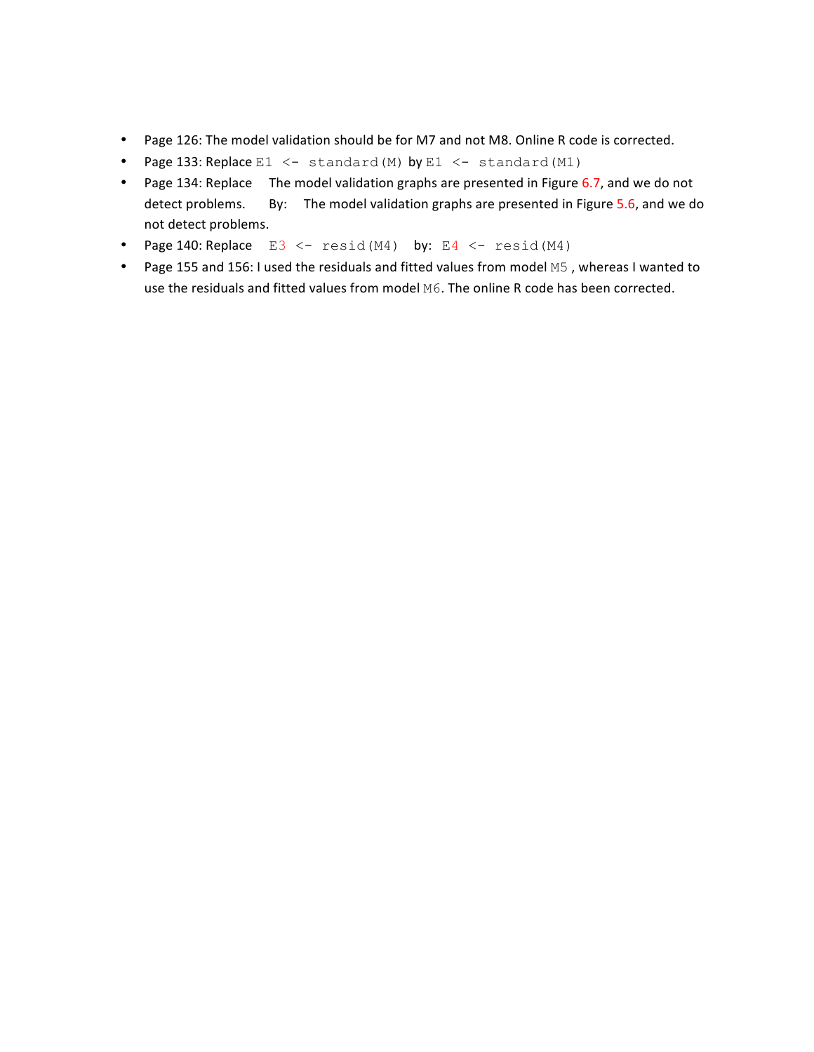- Page 126: The model validation should be for M7 and not M8. Online R code is corrected.
- Page 133: Replace `E1 <- standard(M)` by `E1 <- standard(M1)`
- Page 134: Replace The model validation graphs are presented in Figure 6.7, and we do not detect problems. By: The model validation graphs are presented in Figure 5.6, and we do not detect problems.
- Page 140: Replace `E3 <- resid(M4)` by: `E4 <- resid(M4)`
- Page 155 and 156: I used the residuals and fitted values from model `M5` , whereas I wanted to use the residuals and fitted values from model `M6`. The online R code has been corrected.